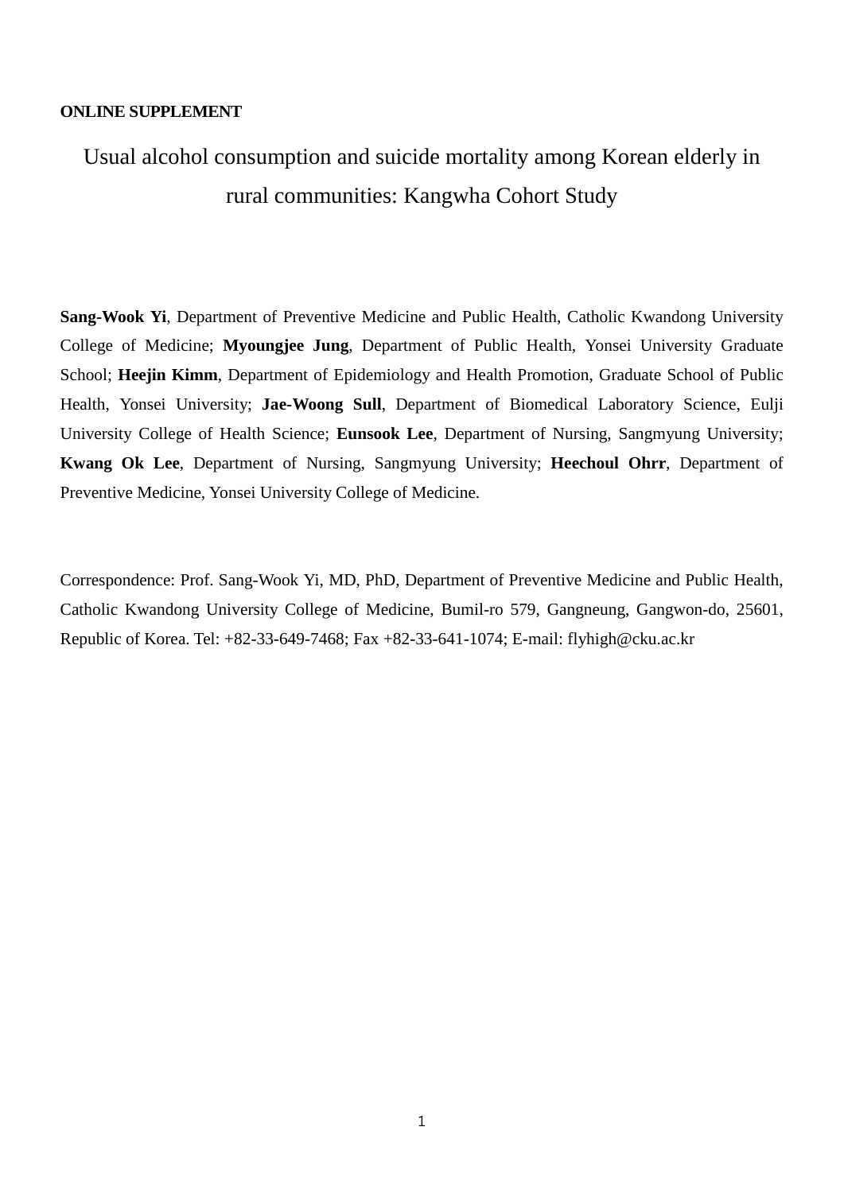**ONLINE SUPPLEMENT**

# Usual alcohol consumption and suicide mortality among Korean elderly in rural communities: Kangwha Cohort Study

**Sang-Wook Yi**, Department of Preventive Medicine and Public Health, Catholic Kwandong University College of Medicine; **Myoungjee Jung**, Department of Public Health, Yonsei University Graduate School; **Heejin Kimm**, Department of Epidemiology and Health Promotion, Graduate School of Public Health, Yonsei University; **Jae-Woong Sull**, Department of Biomedical Laboratory Science, Eulji University College of Health Science; **Eunsook Lee**, Department of Nursing, Sangmyung University; **Kwang Ok Lee**, Department of Nursing, Sangmyung University; **Heechoul Ohrr**, Department of Preventive Medicine, Yonsei University College of Medicine.

Correspondence: Prof. Sang-Wook Yi, MD, PhD, Department of Preventive Medicine and Public Health, Catholic Kwandong University College of Medicine, Bumil-ro 579, Gangneung, Gangwon-do, 25601, Republic of Korea. Tel: +82-33-649-7468; Fax +82-33-641-1074; E-mail: flyhigh@cku.ac.kr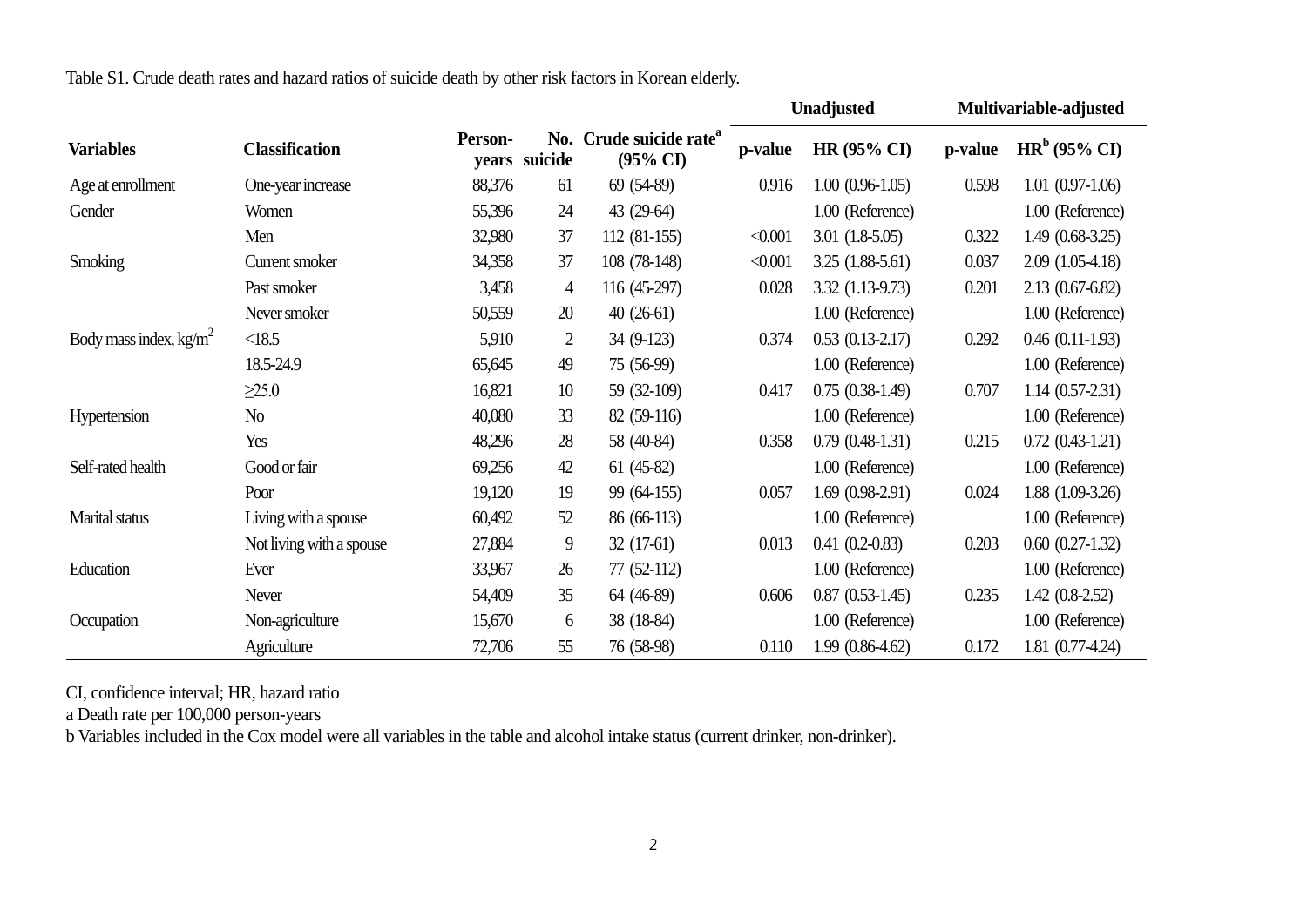Table S1. Crude death rates and hazard ratios of suicide death by other risk factors in Korean elderly.

| Variables | Classification | Person-years | No. suicide | Crude suicide rate[a] (95% CI) | Unadjusted | | Multivariable-adjusted | |
|---|---|---|---|---|---|---|---|---|
| | | | | | p-value | HR (95% CI) | p-value | HR[b] (95% CI) |
| Age at enrollment | One-year increase | 88,376 | 61 | 69 (54-89) | 0.916 | 1.00 (0.96-1.05) | 0.598 | 1.01 (0.97-1.06) |
| Gender | Women | 55,396 | 24 | 43 (29-64) | | 1.00 (Reference) | | 1.00 (Reference) |
| | Men | 32,980 | 37 | 112 (81-155) | <0.001 | 3.01 (1.8-5.05) | 0.322 | 1.49 (0.68-3.25) |
| Smoking | Current smoker | 34,358 | 37 | 108 (78-148) | <0.001 | 3.25 (1.88-5.61) | 0.037 | 2.09 (1.05-4.18) |
| | Past smoker | 3,458 | 4 | 116 (45-297) | 0.028 | 3.32 (1.13-9.73) | 0.201 | 2.13 (0.67-6.82) |
| | Never smoker | 50,559 | 20 | 40 (26-61) | | 1.00 (Reference) | | 1.00 (Reference) |
| Body mass index, kg/m$^2$ | <18.5 | 5,910 | 2 | 34 (9-123) | 0.374 | 0.53 (0.13-2.17) | 0.292 | 0.46 (0.11-1.93) |
| | 18.5-24.9 | 65,645 | 49 | 75 (56-99) | | 1.00 (Reference) | | 1.00 (Reference) |
| | ≥25.0 | 16,821 | 10 | 59 (32-109) | 0.417 | 0.75 (0.38-1.49) | 0.707 | 1.14 (0.57-2.31) |
| Hypertension | No | 40,080 | 33 | 82 (59-116) | | 1.00 (Reference) | | 1.00 (Reference) |
| | Yes | 48,296 | 28 | 58 (40-84) | 0.358 | 0.79 (0.48-1.31) | 0.215 | 0.72 (0.43-1.21) |
| Self-rated health | Good or fair | 69,256 | 42 | 61 (45-82) | | 1.00 (Reference) | | 1.00 (Reference) |
| | Poor | 19,120 | 19 | 99 (64-155) | 0.057 | 1.69 (0.98-2.91) | 0.024 | 1.88 (1.09-3.26) |
| Marital status | Living with a spouse | 60,492 | 52 | 86 (66-113) | | 1.00 (Reference) | | 1.00 (Reference) |
| | Not living with a spouse | 27,884 | 9 | 32 (17-61) | 0.013 | 0.41 (0.2-0.83) | 0.203 | 0.60 (0.27-1.32) |
| Education | Ever | 33,967 | 26 | 77 (52-112) | | 1.00 (Reference) | | 1.00 (Reference) |
| | Never | 54,409 | 35 | 64 (46-89) | 0.606 | 0.87 (0.53-1.45) | 0.235 | 1.42 (0.8-2.52) |
| Occupation | Non-agriculture | 15,670 | 6 | 38 (18-84) | | 1.00 (Reference) | | 1.00 (Reference) |
| | Agriculture | 72,706 | 55 | 76 (58-98) | 0.110 | 1.99 (0.86-4.62) | 0.172 | 1.81 (0.77-4.24) |

CI, confidence interval; HR, hazard ratio

a Death rate per 100,000 person-years

b Variables included in the Cox model were all variables in the table and alcohol intake status (current drinker, non-drinker).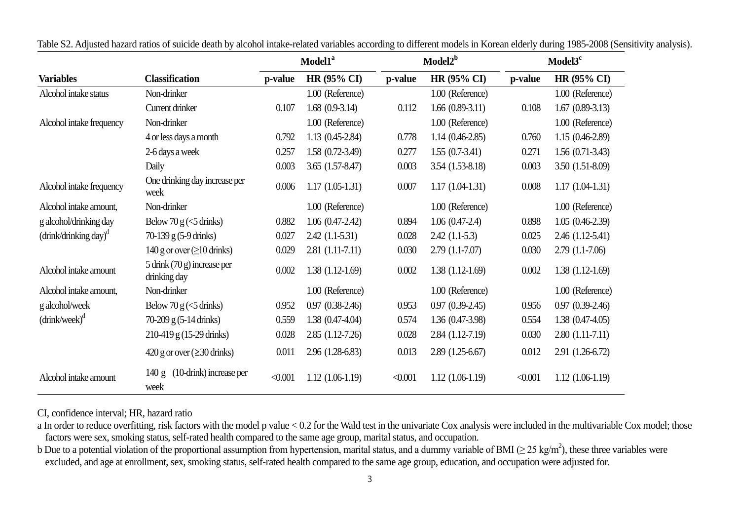Table S2. Adjusted hazard ratios of suicide death by alcohol intake-related variables according to different models in Korean elderly during 1985-2008 (Sensitivity analysis).

| | | Model1[a] | | Model2[b] | | Model3[c] | |
|---|---|---|---|---|---|---|---|
| **Variables** | **Classification** | **p-value** | **HR (95% CI)** | **p-value** | **HR (95% CI)** | **p-value** | **HR (95% CI)** |
| Alcohol intake status | Non-drinker | | 1.00 (Reference) | | 1.00 (Reference) | | 1.00 (Reference) |
| | Current drinker | 0.107 | 1.68 (0.9-3.14) | 0.112 | 1.66 (0.89-3.11) | 0.108 | 1.67 (0.89-3.13) |
| Alcohol intake frequency | Non-drinker | | 1.00 (Reference) | | 1.00 (Reference) | | 1.00 (Reference) |
| | 4 or less days a month | 0.792 | 1.13 (0.45-2.84) | 0.778 | 1.14 (0.46-2.85) | 0.760 | 1.15 (0.46-2.89) |
| | 2-6 days a week | 0.257 | 1.58 (0.72-3.49) | 0.277 | 1.55 (0.7-3.41) | 0.271 | 1.56 (0.71-3.43) |
| | Daily | 0.003 | 3.65 (1.57-8.47) | 0.003 | 3.54 (1.53-8.18) | 0.003 | 3.50 (1.51-8.09) |
| Alcohol intake frequency | One drinking day increase per week | 0.006 | 1.17 (1.05-1.31) | 0.007 | 1.17 (1.04-1.31) | 0.008 | 1.17 (1.04-1.31) |
| Alcohol intake amount, g alcohol/drinking day (drink/drinking day)[d] | Non-drinker | | 1.00 (Reference) | | 1.00 (Reference) | | 1.00 (Reference) |
| | Below 70 g (<5 drinks) | 0.882 | 1.06 (0.47-2.42) | 0.894 | 1.06 (0.47-2.4) | 0.898 | 1.05 (0.46-2.39) |
| | 70-139 g (5-9 drinks) | 0.027 | 2.42 (1.1-5.31) | 0.028 | 2.42 (1.1-5.3) | 0.025 | 2.46 (1.12-5.41) |
| | 140 g or over (≥10 drinks) | 0.029 | 2.81 (1.11-7.11) | 0.030 | 2.79 (1.1-7.07) | 0.030 | 2.79 (1.1-7.06) |
| Alcohol intake amount | 5 drink (70 g) increase per drinking day | 0.002 | 1.38 (1.12-1.69) | 0.002 | 1.38 (1.12-1.69) | 0.002 | 1.38 (1.12-1.69) |
| Alcohol intake amount, g alcohol/week (drink/week)[d] | Non-drinker | | 1.00 (Reference) | | 1.00 (Reference) | | 1.00 (Reference) |
| | Below 70 g (<5 drinks) | 0.952 | 0.97 (0.38-2.46) | 0.953 | 0.97 (0.39-2.45) | 0.956 | 0.97 (0.39-2.46) |
| | 70-209 g (5-14 drinks) | 0.559 | 1.38 (0.47-4.04) | 0.574 | 1.36 (0.47-3.98) | 0.554 | 1.38 (0.47-4.05) |
| | 210-419 g (15-29 drinks) | 0.028 | 2.85 (1.12-7.26) | 0.028 | 2.84 (1.12-7.19) | 0.030 | 2.80 (1.11-7.11) |
| | 420 g or over (≥30 drinks) | 0.011 | 2.96 (1.28-6.83) | 0.013 | 2.89 (1.25-6.67) | 0.012 | 2.91 (1.26-6.72) |
| Alcohol intake amount | 140 g (10-drink) increase per week | <0.001 | 1.12 (1.06-1.19) | <0.001 | 1.12 (1.06-1.19) | <0.001 | 1.12 (1.06-1.19) |

CI, confidence interval; HR, hazard ratio

a In order to reduce overfitting, risk factors with the model p value < 0.2 for the Wald test in the univariate Cox analysis were included in the multivariable Cox model; those factors were sex, smoking status, self-rated health compared to the same age group, marital status, and occupation.

b Due to a potential violation of the proportional assumption from hypertension, marital status, and a dummy variable of BMI ($\geq 25$ kg/m$^2$), these three variables were excluded, and age at enrollment, sex, smoking status, self-rated health compared to the same age group, education, and occupation were adjusted for.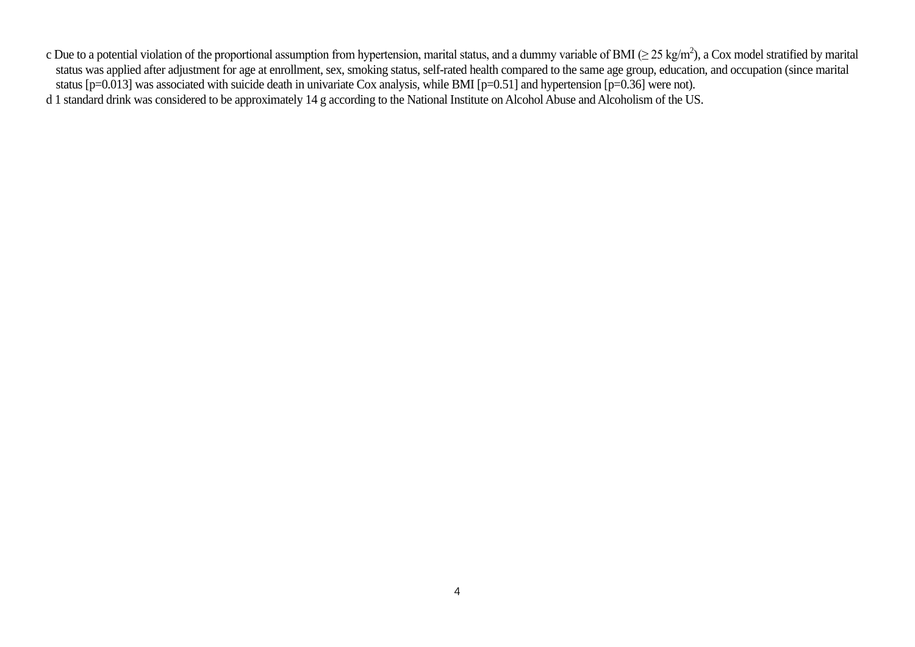c Due to a potential violation of the proportional assumption from hypertension, marital status, and a dummy variable of BMI (≥ 25 kg/m$^2$), a Cox model stratified by marital status was applied after adjustment for age at enrollment, sex, smoking status, self-rated health compared to the same age group, education, and occupation (since marital status [p=0.013] was associated with suicide death in univariate Cox analysis, while BMI [p=0.51] and hypertension [p=0.36] were not).

d 1 standard drink was considered to be approximately 14 g according to the National Institute on Alcohol Abuse and Alcoholism of the US.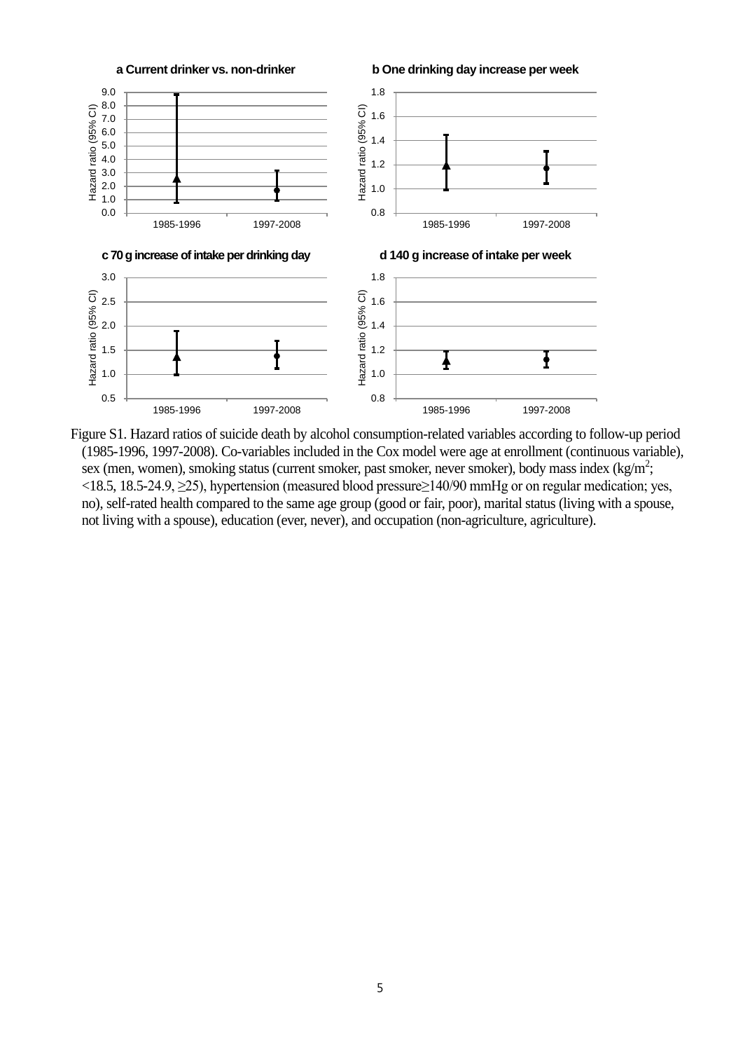a Current drinker vs. non-drinker

Hazard ratio (95% CI)

9.0
8.0
7.0
6.0
5.0
4.0
3.0
2.0
1.0
0.0

1985-1996
1997-2008

b One drinking day increase per week

Hazard ratio (95% CI)

1.8
1.6
1.4
1.2
1.0
0.8

1985-1996
1997-2008

c 70 g increase of intake per drinking day

Hazard ratio (95% CI)

3.0
2.5
2.0
1.5
1.0
0.5

1985-1996
1997-2008

d 140 g increase of intake per week

Hazard ratio (95% CI)

1.8
1.6
1.4
1.2
1.0
0.8

1985-1996
1997-2008

Figure S1. Hazard ratios of suicide death by alcohol consumption-related variables according to follow-up period (1985-1996, 1997-2008). Co-variables included in the Cox model were age at enrollment (continuous variable), sex (men, women), smoking status (current smoker, past smoker, never smoker), body mass index ($kg/m^2$; <18.5, 18.5-24.9, ≥25), hypertension (measured blood pressure≥140/90 mmHg or on regular medication; yes, no), self-rated health compared to the same age group (good or fair, poor), marital status (living with a spouse, not living with a spouse), education (ever, never), and occupation (non-agriculture, agriculture).